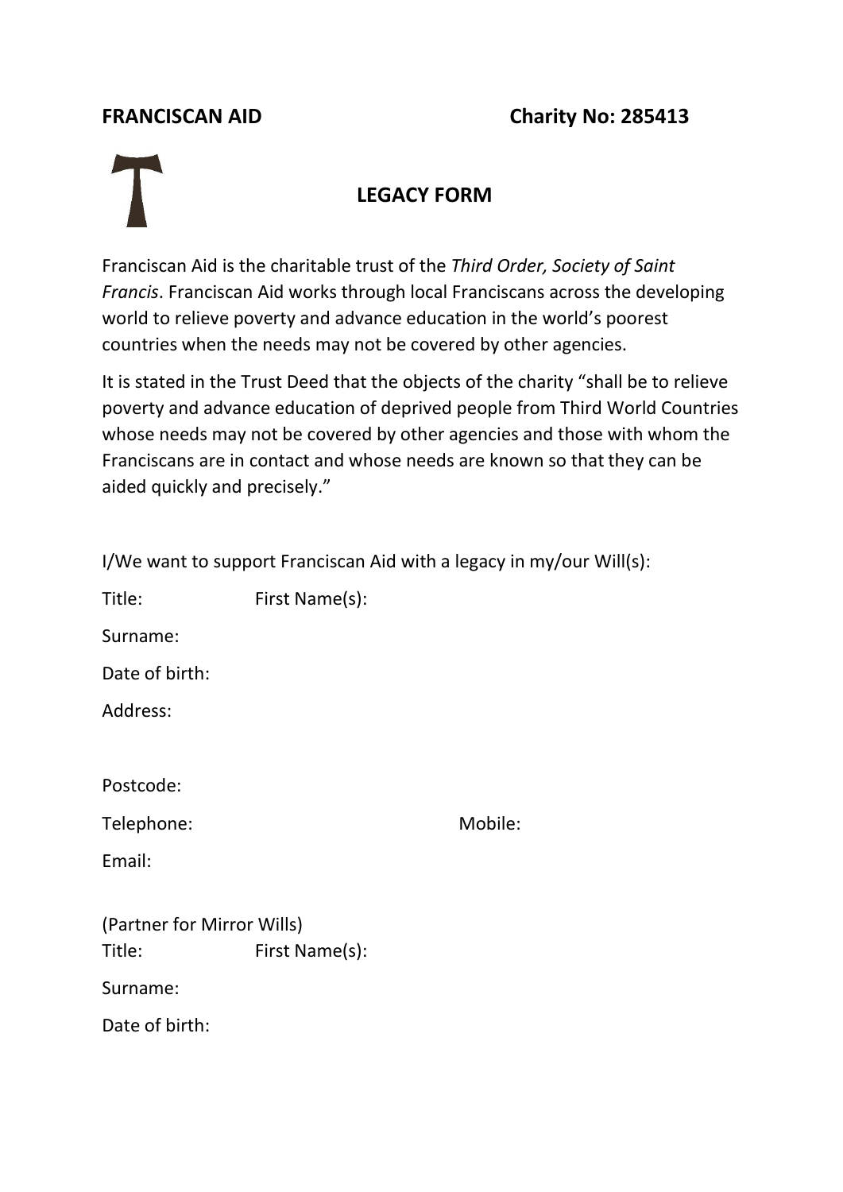**FRANCISCAN AID** **Charity No: 285413**

## LEGACY FORM

Franciscan Aid is the charitable trust of the *Third Order, Society of Saint Francis*. Franciscan Aid works through local Franciscans across the developing world to relieve poverty and advance education in the world's poorest countries when the needs may not be covered by other agencies.

It is stated in the Trust Deed that the objects of the charity "shall be to relieve poverty and advance education of deprived people from Third World Countries whose needs may not be covered by other agencies and those with whom the Franciscans are in contact and whose needs are known so that they can be aided quickly and precisely."

I/We want to support Franciscan Aid with a legacy in my/our Will(s):

Title: First Name(s):

Surname:

Date of birth:

Address:

Postcode:

Telephone: Mobile:

Email:

(Partner for Mirror Wills)

Title: First Name(s):

Surname:

Date of birth: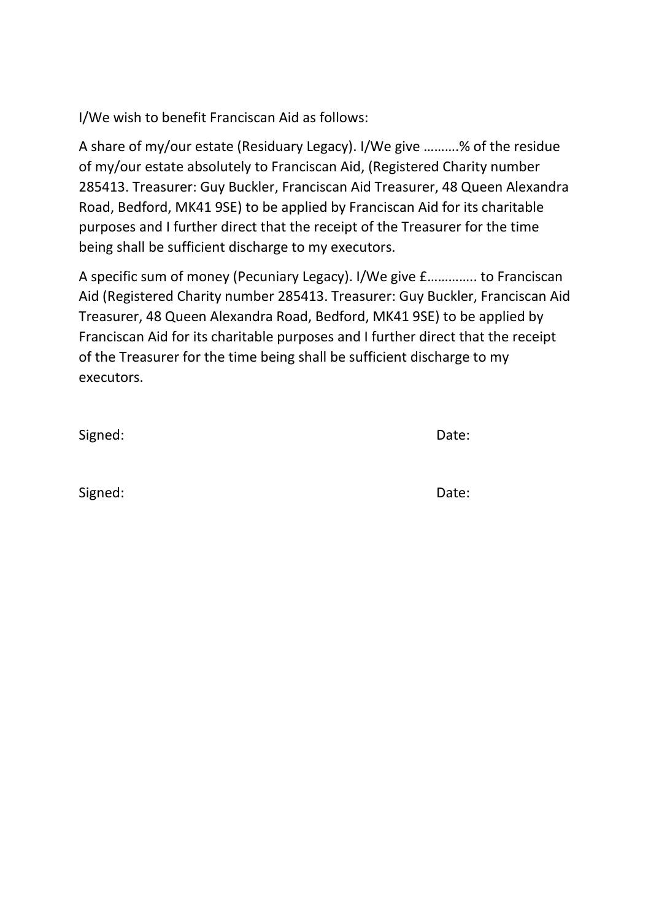I/We wish to benefit Franciscan Aid as follows:

A share of my/our estate (Residuary Legacy). I/We give ……….% of the residue of my/our estate absolutely to Franciscan Aid, (Registered Charity number 285413. Treasurer: Guy Buckler, Franciscan Aid Treasurer, 48 Queen Alexandra Road, Bedford, MK41 9SE) to be applied by Franciscan Aid for its charitable purposes and I further direct that the receipt of the Treasurer for the time being shall be sufficient discharge to my executors.

A specific sum of money (Pecuniary Legacy). I/We give £………….. to Franciscan Aid (Registered Charity number 285413. Treasurer: Guy Buckler, Franciscan Aid Treasurer, 48 Queen Alexandra Road, Bedford, MK41 9SE) to be applied by Franciscan Aid for its charitable purposes and I further direct that the receipt of the Treasurer for the time being shall be sufficient discharge to my executors.

Signed: Date:

Signed: Date: